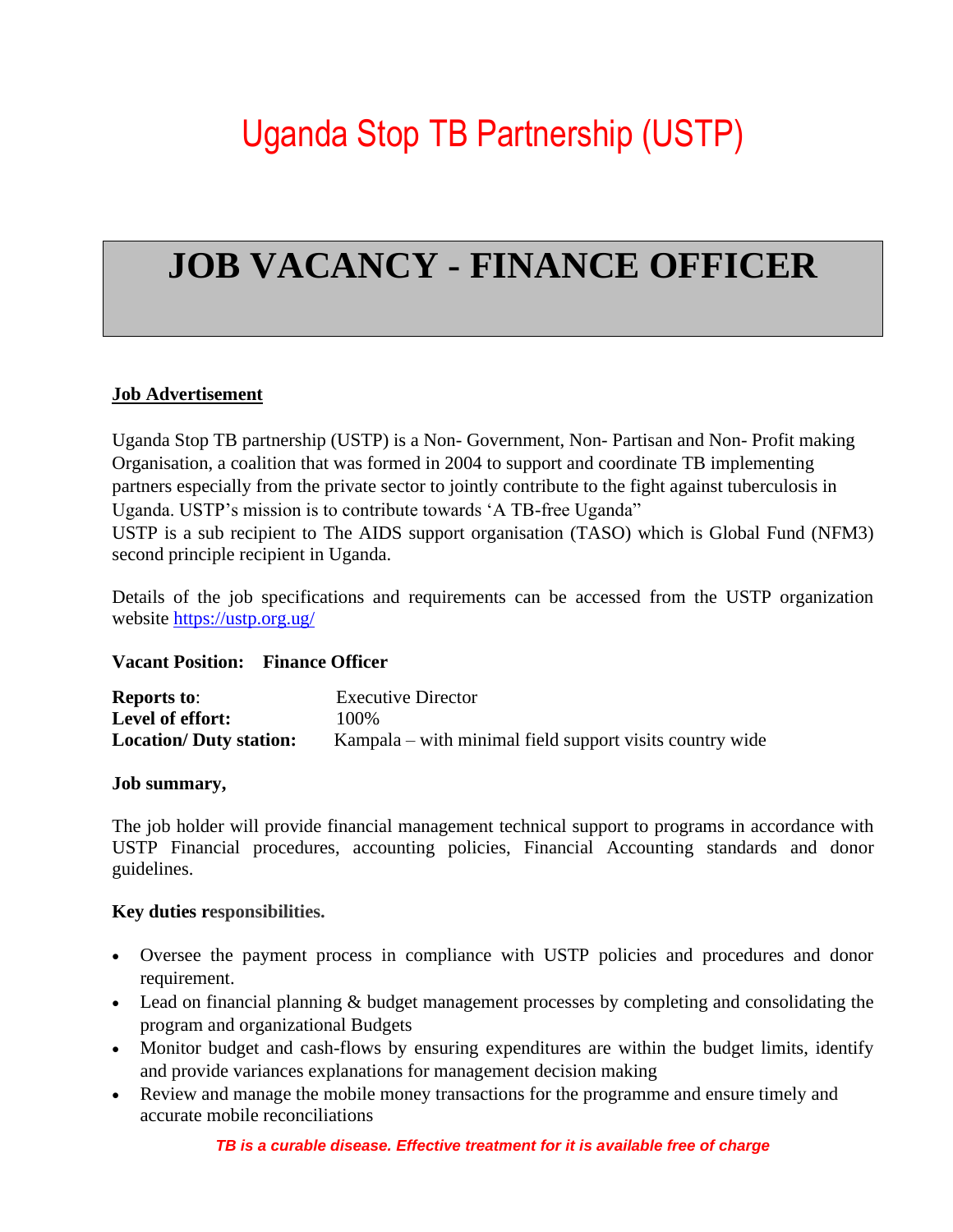# Uganda Stop TB Partnership (USTP)

# JOB VACANCY - FINANCE OFFICER

**Job Advertisement**

Uganda Stop TB partnership (USTP) is a Non- Government, Non- Partisan and Non- Profit making Organisation, a coalition that was formed in 2004 to support and coordinate TB implementing partners especially from the private sector to jointly contribute to the fight against tuberculosis in Uganda. USTP's mission is to contribute towards 'A TB-free Uganda"
USTP is a sub recipient to The AIDS support organisation (TASO) which is Global Fund (NFM3) second principle recipient in Uganda.

Details of the job specifications and requirements can be accessed from the USTP organization website https://ustp.org.ug/

**Vacant Position: Finance Officer**

**Reports to**: Executive Director
**Level of effort:** 100%
**Location/ Duty station:** Kampala – with minimal field support visits country wide

**Job summary,**

The job holder will provide financial management technical support to programs in accordance with USTP Financial procedures, accounting policies, Financial Accounting standards and donor guidelines.

**Key duties responsibilities.**

- Oversee the payment process in compliance with USTP policies and procedures and donor requirement.
- Lead on financial planning & budget management processes by completing and consolidating the program and organizational Budgets
- Monitor budget and cash-flows by ensuring expenditures are within the budget limits, identify and provide variances explanations for management decision making
- Review and manage the mobile money transactions for the programme and ensure timely and accurate mobile reconciliations

*TB is a curable disease. Effective treatment for it is available free of charge*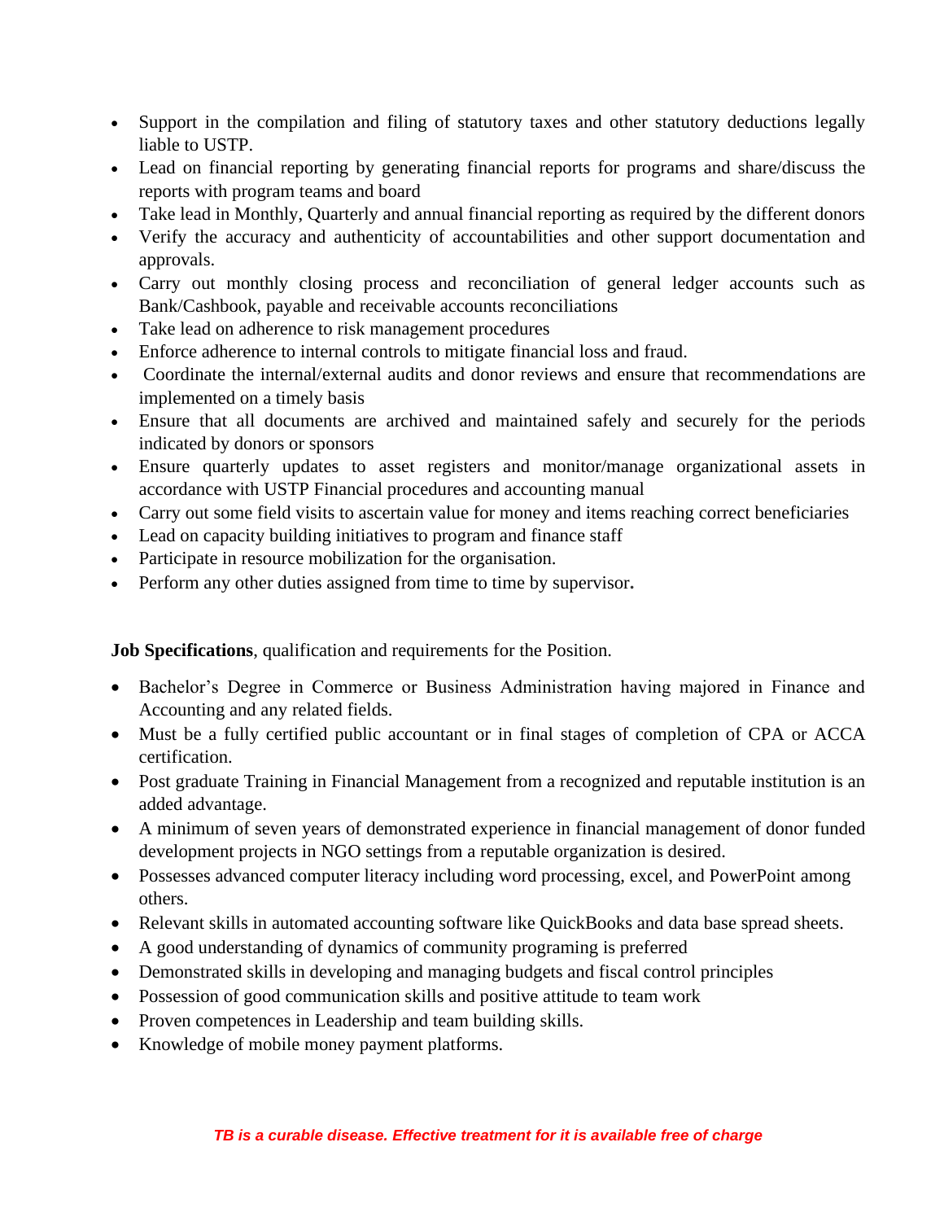- Support in the compilation and filing of statutory taxes and other statutory deductions legally liable to USTP.
- Lead on financial reporting by generating financial reports for programs and share/discuss the reports with program teams and board
- Take lead in Monthly, Quarterly and annual financial reporting as required by the different donors
- Verify the accuracy and authenticity of accountabilities and other support documentation and approvals.
- Carry out monthly closing process and reconciliation of general ledger accounts such as Bank/Cashbook, payable and receivable accounts reconciliations
- Take lead on adherence to risk management procedures
- Enforce adherence to internal controls to mitigate financial loss and fraud.
- Coordinate the internal/external audits and donor reviews and ensure that recommendations are implemented on a timely basis
- Ensure that all documents are archived and maintained safely and securely for the periods indicated by donors or sponsors
- Ensure quarterly updates to asset registers and monitor/manage organizational assets in accordance with USTP Financial procedures and accounting manual
- Carry out some field visits to ascertain value for money and items reaching correct beneficiaries
- Lead on capacity building initiatives to program and finance staff
- Participate in resource mobilization for the organisation.
- Perform any other duties assigned from time to time by supervisor.

**Job Specifications**, qualification and requirements for the Position.

- Bachelor's Degree in Commerce or Business Administration having majored in Finance and Accounting and any related fields.
- Must be a fully certified public accountant or in final stages of completion of CPA or ACCA certification.
- Post graduate Training in Financial Management from a recognized and reputable institution is an added advantage.
- A minimum of seven years of demonstrated experience in financial management of donor funded development projects in NGO settings from a reputable organization is desired.
- Possesses advanced computer literacy including word processing, excel, and PowerPoint among others.
- Relevant skills in automated accounting software like QuickBooks and data base spread sheets.
- A good understanding of dynamics of community programing is preferred
- Demonstrated skills in developing and managing budgets and fiscal control principles
- Possession of good communication skills and positive attitude to team work
- Proven competences in Leadership and team building skills.
- Knowledge of mobile money payment platforms.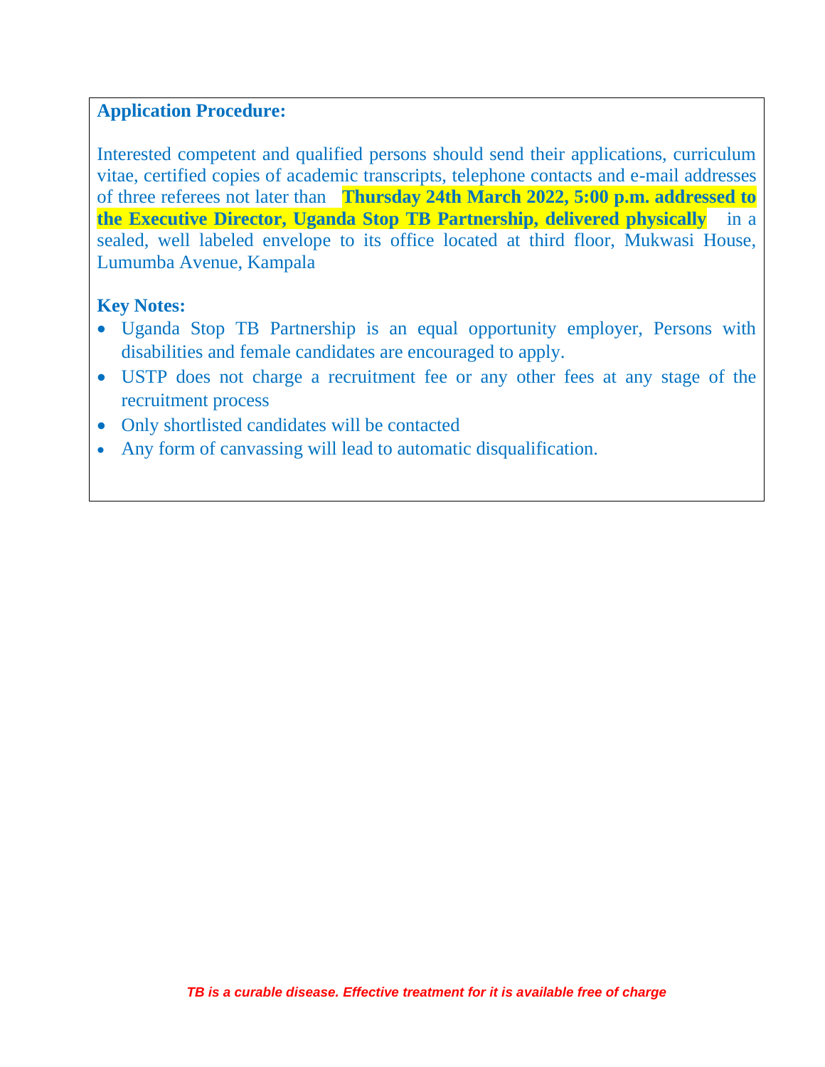**Application Procedure:**

Interested competent and qualified persons should send their applications, curriculum vitae, certified copies of academic transcripts, telephone contacts and e-mail addresses of three referees not later than **Thursday 24th March 2022, 5:00 p.m. addressed to the Executive Director, Uganda Stop TB Partnership, delivered physically** in a sealed, well labeled envelope to its office located at third floor, Mukwasi House, Lumumba Avenue, Kampala

**Key Notes:**

- Uganda Stop TB Partnership is an equal opportunity employer, Persons with disabilities and female candidates are encouraged to apply.
- USTP does not charge a recruitment fee or any other fees at any stage of the recruitment process
- Only shortlisted candidates will be contacted
- Any form of canvassing will lead to automatic disqualification.

***TB is a curable disease. Effective treatment for it is available free of charge***